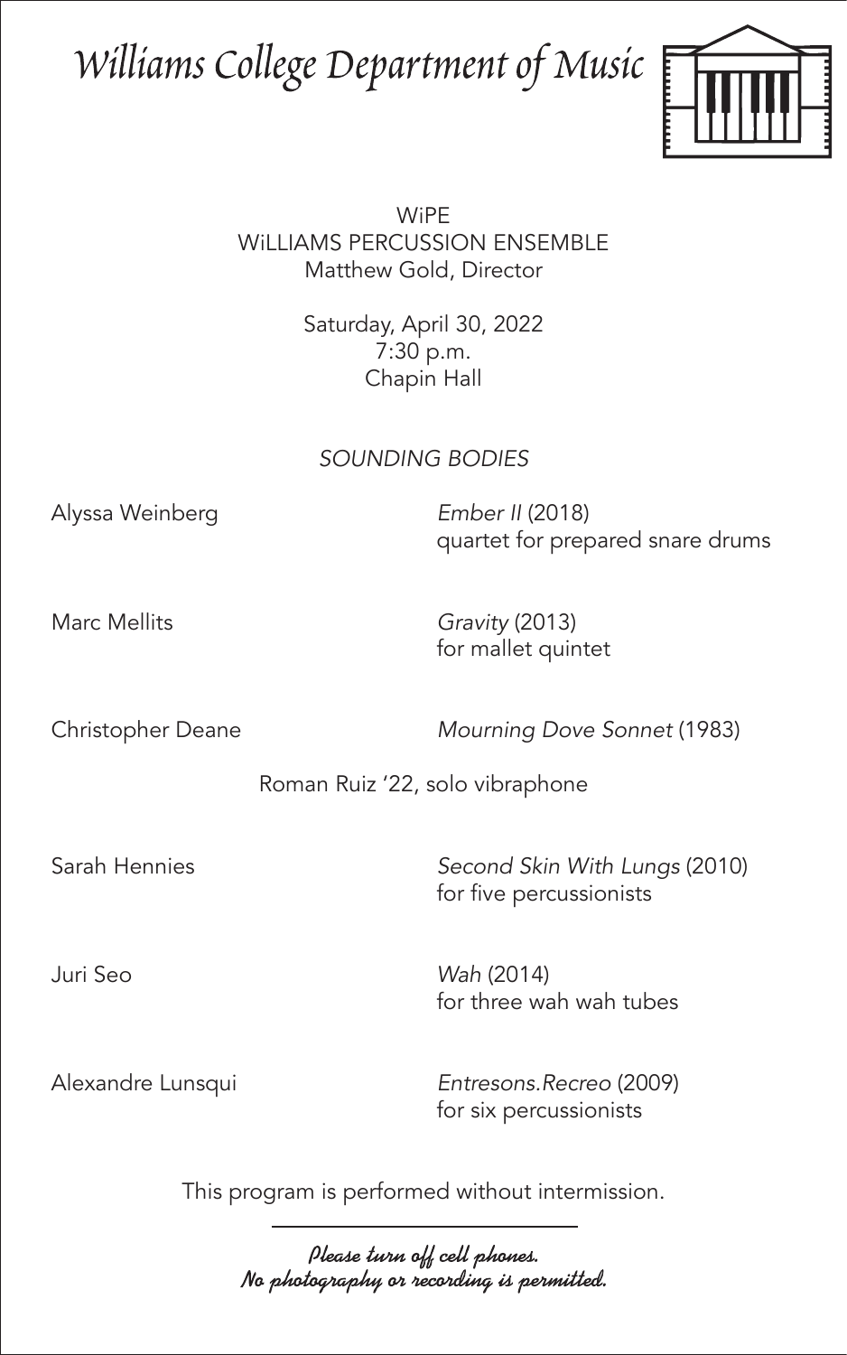# Williams College Department of Music

WiPE
WiLLIAMS PERCUSSION ENSEMBLE
Matthew Gold, Director

Saturday, April 30, 2022
7:30 p.m.
Chapin Hall

*SOUNDING BODIES*

Alyssa Weinberg — *Ember II* (2018)
quartet for prepared snare drums

Marc Mellits — *Gravity* (2013)
for mallet quintet

Christopher Deane — *Mourning Dove Sonnet* (1983)

Roman Ruiz '22, solo vibraphone

Sarah Hennies — *Second Skin With Lungs* (2010)
for five percussionists

Juri Seo — *Wah* (2014)
for three wah wah tubes

Alexandre Lunsqui — *Entresons.Recreo* (2009)
for six percussionists

This program is performed without intermission.

---

*Please turn off cell phones.*
*No photography or recording is permitted.*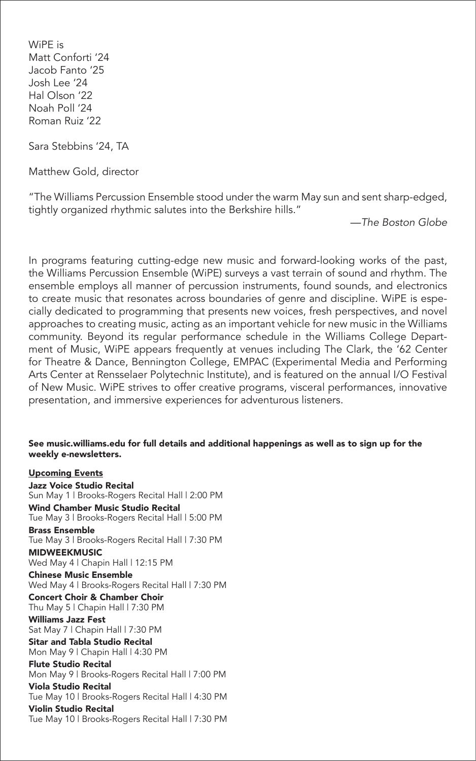WiPE is
Matt Conforti '24
Jacob Fanto '25
Josh Lee '24
Hal Olson '22
Noah Poll '24
Roman Ruiz '22

Sara Stebbins '24, TA

Matthew Gold, director

"The Williams Percussion Ensemble stood under the warm May sun and sent sharp-edged, tightly organized rhythmic salutes into the Berkshire hills."

—*The Boston Globe*

In programs featuring cutting-edge new music and forward-looking works of the past, the Williams Percussion Ensemble (WiPE) surveys a vast terrain of sound and rhythm. The ensemble employs all manner of percussion instruments, found sounds, and electronics to create music that resonates across boundaries of genre and discipline. WiPE is especially dedicated to programming that presents new voices, fresh perspectives, and novel approaches to creating music, acting as an important vehicle for new music in the Williams community. Beyond its regular performance schedule in the Williams College Department of Music, WiPE appears frequently at venues including The Clark, the '62 Center for Theatre & Dance, Bennington College, EMPAC (Experimental Media and Performing Arts Center at Rensselaer Polytechnic Institute), and is featured on the annual I/O Festival of New Music. WiPE strives to offer creative programs, visceral performances, innovative presentation, and immersive experiences for adventurous listeners.

**See music.williams.edu for full details and additional happenings as well as to sign up for the weekly e-newsletters.**

**Upcoming Events**

**Jazz Voice Studio Recital**
Sun May 1 | Brooks-Rogers Recital Hall | 2:00 PM

**Wind Chamber Music Studio Recital**
Tue May 3 | Brooks-Rogers Recital Hall | 5:00 PM

**Brass Ensemble**
Tue May 3 | Brooks-Rogers Recital Hall | 7:30 PM

**MIDWEEKMUSIC**
Wed May 4 | Chapin Hall | 12:15 PM

**Chinese Music Ensemble**
Wed May 4 | Brooks-Rogers Recital Hall | 7:30 PM

**Concert Choir & Chamber Choir**
Thu May 5 | Chapin Hall | 7:30 PM

**Williams Jazz Fest**
Sat May 7 | Chapin Hall | 7:30 PM

**Sitar and Tabla Studio Recital**
Mon May 9 | Chapin Hall | 4:30 PM

**Flute Studio Recital**
Mon May 9 | Brooks-Rogers Recital Hall | 7:00 PM

**Viola Studio Recital**
Tue May 10 | Brooks-Rogers Recital Hall | 4:30 PM

**Violin Studio Recital**
Tue May 10 | Brooks-Rogers Recital Hall | 7:30 PM